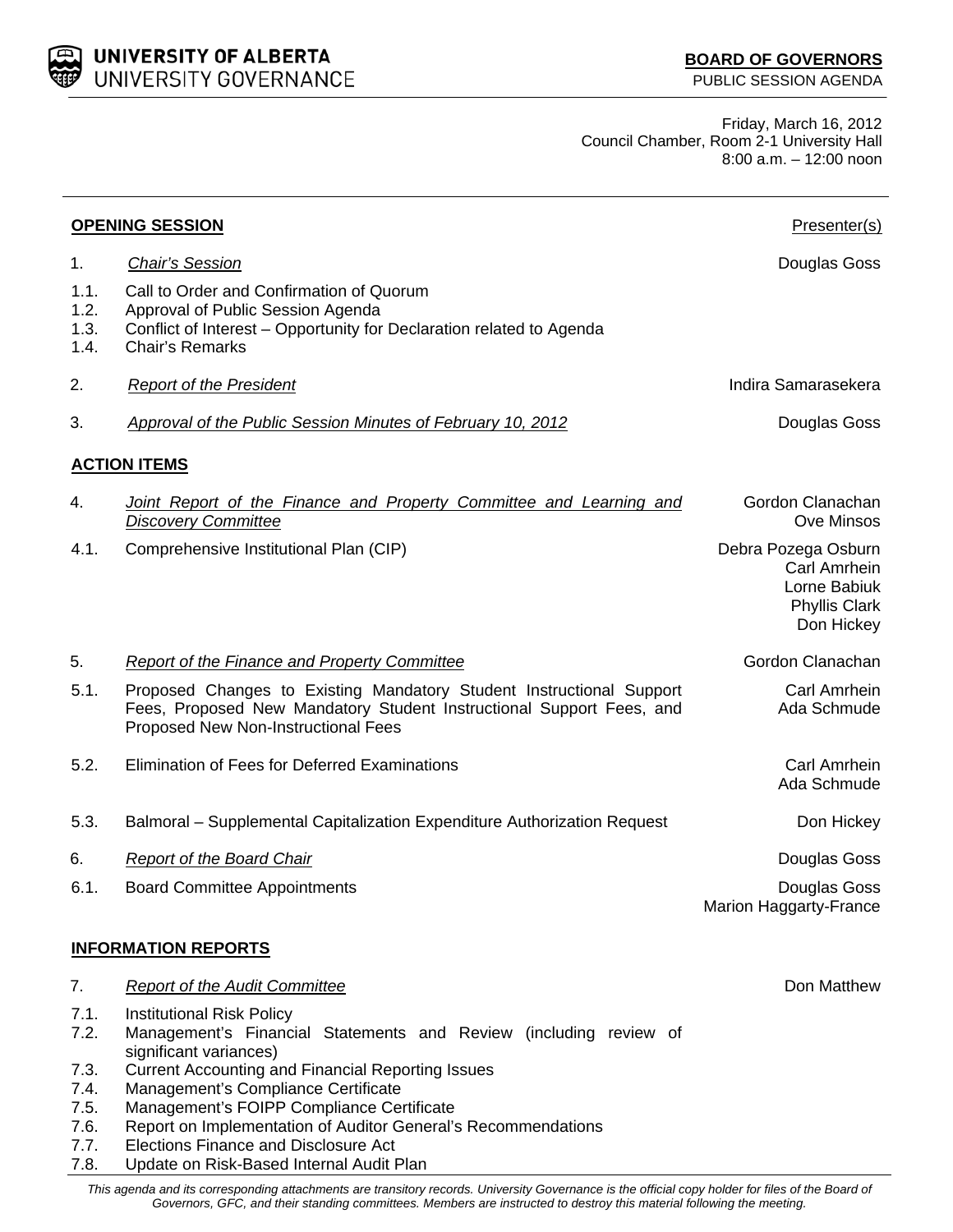**UNIVERSITY OF ALBERTA**
UNIVERSITY GOVERNANCE

**BOARD OF GOVERNORS**
PUBLIC SESSION AGENDA

Friday, March 16, 2012
Council Chamber, Room 2-1 University Hall
8:00 a.m. – 12:00 noon

| | | |
|---|---|---|
| **OPENING SESSION** | | Presenter(s) |
| 1. | *Chair's Session* | Douglas Goss |
| 1.1. | Call to Order and Confirmation of Quorum | |
| 1.2. | Approval of Public Session Agenda | |
| 1.3. | Conflict of Interest – Opportunity for Declaration related to Agenda | |
| 1.4. | Chair's Remarks | |
| 2. | *Report of the President* | Indira Samarasekera |
| 3. | *Approval of the Public Session Minutes of February 10, 2012* | Douglas Goss |
| **ACTION ITEMS** | | |
| 4. | *Joint Report of the Finance and Property Committee and Learning and Discovery Committee* | Gordon Clanachan<br>Ove Minsos |
| 4.1. | Comprehensive Institutional Plan (CIP) | Debra Pozega Osburn<br>Carl Amrhein<br>Lorne Babiuk<br>Phyllis Clark<br>Don Hickey |
| 5. | *Report of the Finance and Property Committee* | Gordon Clanachan |
| 5.1. | Proposed Changes to Existing Mandatory Student Instructional Support Fees, Proposed New Mandatory Student Instructional Support Fees, and Proposed New Non-Instructional Fees | Carl Amrhein<br>Ada Schmude |
| 5.2. | Elimination of Fees for Deferred Examinations | Carl Amrhein<br>Ada Schmude |
| 5.3. | Balmoral – Supplemental Capitalization Expenditure Authorization Request | Don Hickey |
| 6. | *Report of the Board Chair* | Douglas Goss |
| 6.1. | Board Committee Appointments | Douglas Goss<br>Marion Haggarty-France |
| **INFORMATION REPORTS** | | |
| 7. | *Report of the Audit Committee* | Don Matthew |
| 7.1. | Institutional Risk Policy | |
| 7.2. | Management's Financial Statements and Review (including review of significant variances) | |
| 7.3. | Current Accounting and Financial Reporting Issues | |
| 7.4. | Management's Compliance Certificate | |
| 7.5. | Management's FOIPP Compliance Certificate | |
| 7.6. | Report on Implementation of Auditor General's Recommendations | |
| 7.7. | Elections Finance and Disclosure Act | |
| 7.8. | Update on Risk-Based Internal Audit Plan | |

*This agenda and its corresponding attachments are transitory records. University Governance is the official copy holder for files of the Board of Governors, GFC, and their standing committees. Members are instructed to destroy this material following the meeting.*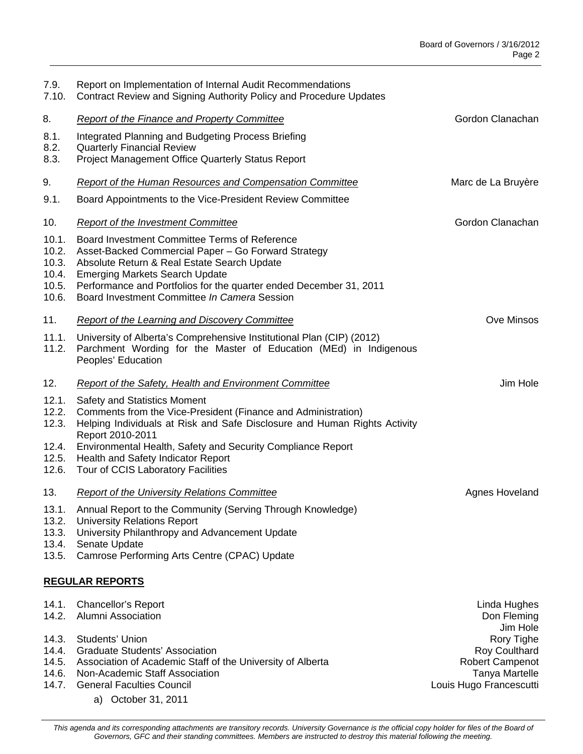7.9. Report on Implementation of Internal Audit Recommendations
7.10. Contract Review and Signing Authority Policy and Procedure Updates

| | | |
|---|---|---|
| 8. | *Report of the Finance and Property Committee* | Gordon Clanachan |
| 8.1. | Integrated Planning and Budgeting Process Briefing | |
| 8.2. | Quarterly Financial Review | |
| 8.3. | Project Management Office Quarterly Status Report | |
| 9. | *Report of the Human Resources and Compensation Committee* | Marc de La Bruyère |
| 9.1. | Board Appointments to the Vice-President Review Committee | |
| 10. | *Report of the Investment Committee* | Gordon Clanachan |
| 10.1. | Board Investment Committee Terms of Reference | |
| 10.2. | Asset-Backed Commercial Paper – Go Forward Strategy | |
| 10.3. | Absolute Return & Real Estate Search Update | |
| 10.4. | Emerging Markets Search Update | |
| 10.5. | Performance and Portfolios for the quarter ended December 31, 2011 | |
| 10.6. | Board Investment Committee *In Camera* Session | |
| 11. | *Report of the Learning and Discovery Committee* | Ove Minsos |
| 11.1. | University of Alberta's Comprehensive Institutional Plan (CIP) (2012) | |
| 11.2. | Parchment Wording for the Master of Education (MEd) in Indigenous Peoples' Education | |
| 12. | *Report of the Safety, Health and Environment Committee* | Jim Hole |
| 12.1. | Safety and Statistics Moment | |
| 12.2. | Comments from the Vice-President (Finance and Administration) | |
| 12.3. | Helping Individuals at Risk and Safe Disclosure and Human Rights Activity Report 2010-2011 | |
| 12.4. | Environmental Health, Safety and Security Compliance Report | |
| 12.5. | Health and Safety Indicator Report | |
| 12.6. | Tour of CCIS Laboratory Facilities | |
| 13. | *Report of the University Relations Committee* | Agnes Hoveland |
| 13.1. | Annual Report to the Community (Serving Through Knowledge) | |
| 13.2. | University Relations Report | |
| 13.3. | University Philanthropy and Advancement Update | |
| 13.4. | Senate Update | |
| 13.5. | Camrose Performing Arts Centre (CPAC) Update | |

**REGULAR REPORTS**

| | | |
|---|---|---|
| 14.1. | Chancellor's Report | Linda Hughes |
| 14.2. | Alumni Association | Don Fleming<br>Jim Hole |
| 14.3. | Students' Union | Rory Tighe |
| 14.4. | Graduate Students' Association | Roy Coulthard |
| 14.5. | Association of Academic Staff of the University of Alberta | Robert Campenot |
| 14.6. | Non-Academic Staff Association | Tanya Martelle |
| 14.7. | General Faculties Council<br>a) October 31, 2011 | Louis Hugo Francescutti |

*This agenda and its corresponding attachments are transitory records. University Governance is the official copy holder for files of the Board of Governors, GFC and their standing committees. Members are instructed to destroy this material following the meeting.*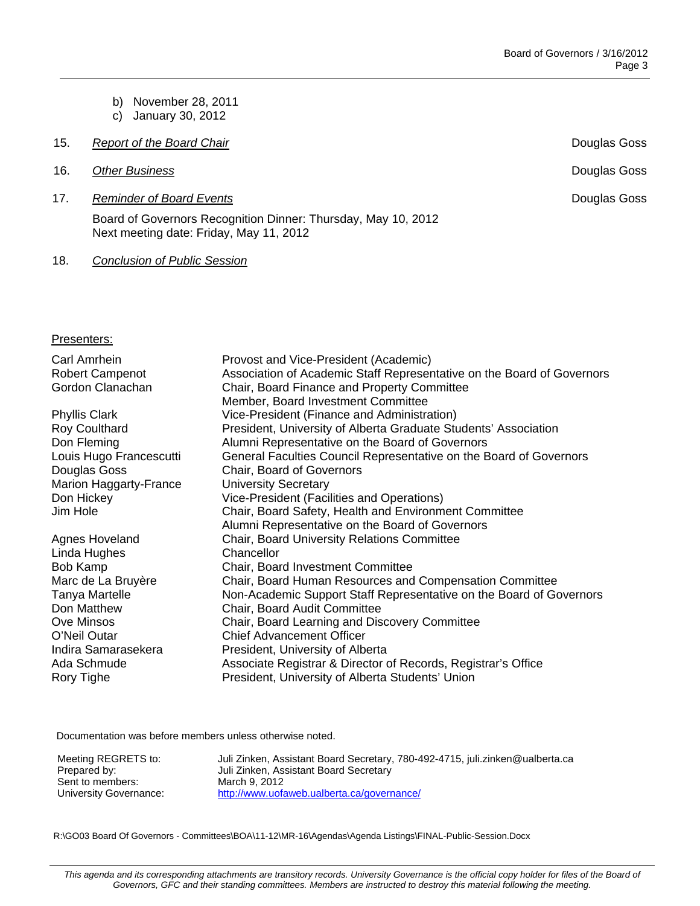b) November 28, 2011
c) January 30, 2012

15. *Report of the Board Chair* — Douglas Goss

16. *Other Business* — Douglas Goss

17. *Reminder of Board Events* — Douglas Goss

Board of Governors Recognition Dinner: Thursday, May 10, 2012
Next meeting date: Friday, May 11, 2012

18. *Conclusion of Public Session*

Presenters:

| | |
|---|---|
| Carl Amrhein | Provost and Vice-President (Academic) |
| Robert Campenot | Association of Academic Staff Representative on the Board of Governors |
| Gordon Clanachan | Chair, Board Finance and Property Committee<br>Member, Board Investment Committee |
| Phyllis Clark | Vice-President (Finance and Administration) |
| Roy Coulthard | President, University of Alberta Graduate Students' Association |
| Don Fleming | Alumni Representative on the Board of Governors |
| Louis Hugo Francescutti | General Faculties Council Representative on the Board of Governors |
| Douglas Goss | Chair, Board of Governors |
| Marion Haggarty-France | University Secretary |
| Don Hickey | Vice-President (Facilities and Operations) |
| Jim Hole | Chair, Board Safety, Health and Environment Committee<br>Alumni Representative on the Board of Governors |
| Agnes Hoveland | Chair, Board University Relations Committee |
| Linda Hughes | Chancellor |
| Bob Kamp | Chair, Board Investment Committee |
| Marc de La Bruyère | Chair, Board Human Resources and Compensation Committee |
| Tanya Martelle | Non-Academic Support Staff Representative on the Board of Governors |
| Don Matthew | Chair, Board Audit Committee |
| Ove Minsos | Chair, Board Learning and Discovery Committee |
| O'Neil Outar | Chief Advancement Officer |
| Indira Samarasekera | President, University of Alberta |
| Ada Schmude | Associate Registrar & Director of Records, Registrar's Office |
| Rory Tighe | President, University of Alberta Students' Union |

Documentation was before members unless otherwise noted.

| | |
|---|---|
| Meeting REGRETS to: | Juli Zinken, Assistant Board Secretary, 780-492-4715, juli.zinken@ualberta.ca |
| Prepared by: | Juli Zinken, Assistant Board Secretary |
| Sent to members: | March 9, 2012 |
| University Governance: | http://www.uofaweb.ualberta.ca/governance/ |

R:\GO03 Board Of Governors - Committees\BOA\11-12\MR-16\Agendas\Agenda Listings\FINAL-Public-Session.Docx

*This agenda and its corresponding attachments are transitory records. University Governance is the official copy holder for files of the Board of Governors, GFC and their standing committees. Members are instructed to destroy this material following the meeting.*